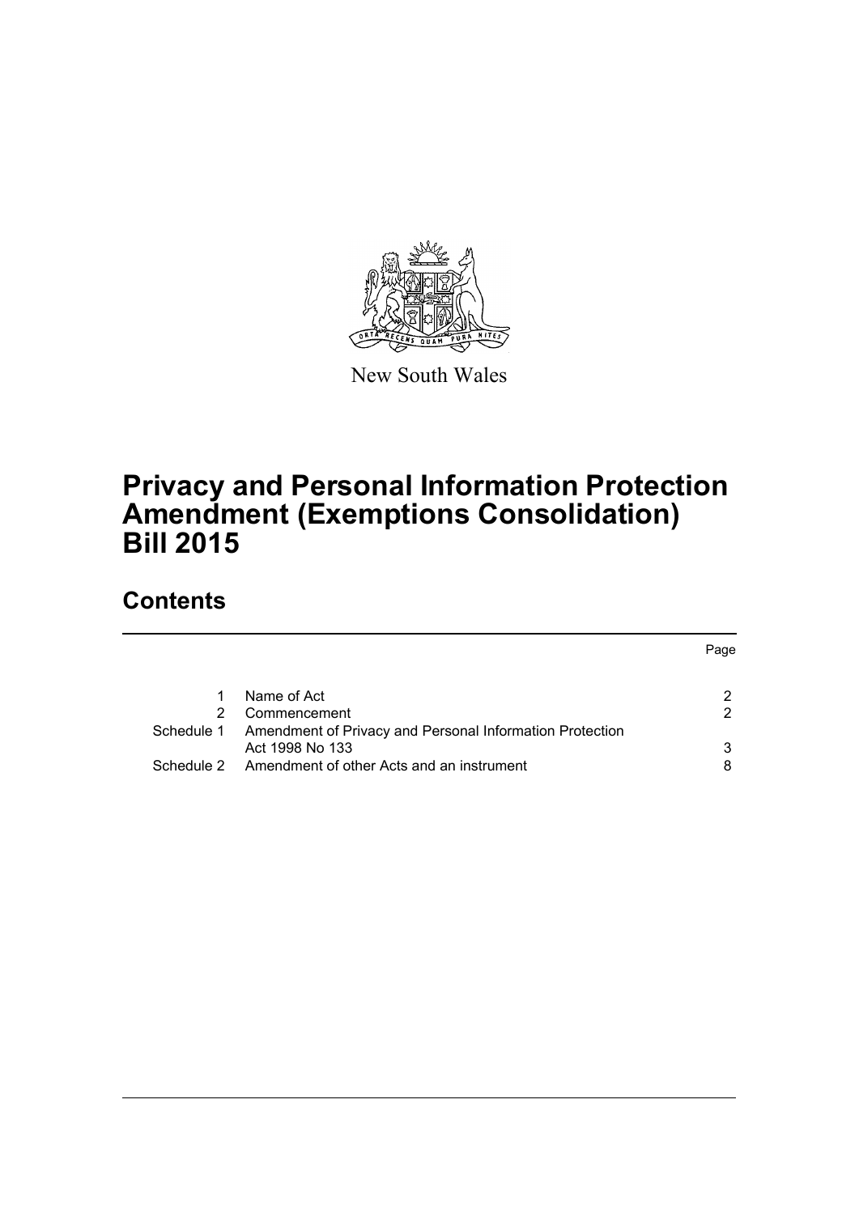New South Wales

# Privacy and Personal Information Protection Amendment (Exemptions Consolidation) Bill 2015

## Contents

| | | Page |
|---|---|---|
| 1 | Name of Act | 2 |
| 2 | Commencement | 2 |
| Schedule 1 | Amendment of Privacy and Personal Information Protection Act 1998 No 133 | 3 |
| Schedule 2 | Amendment of other Acts and an instrument | 8 |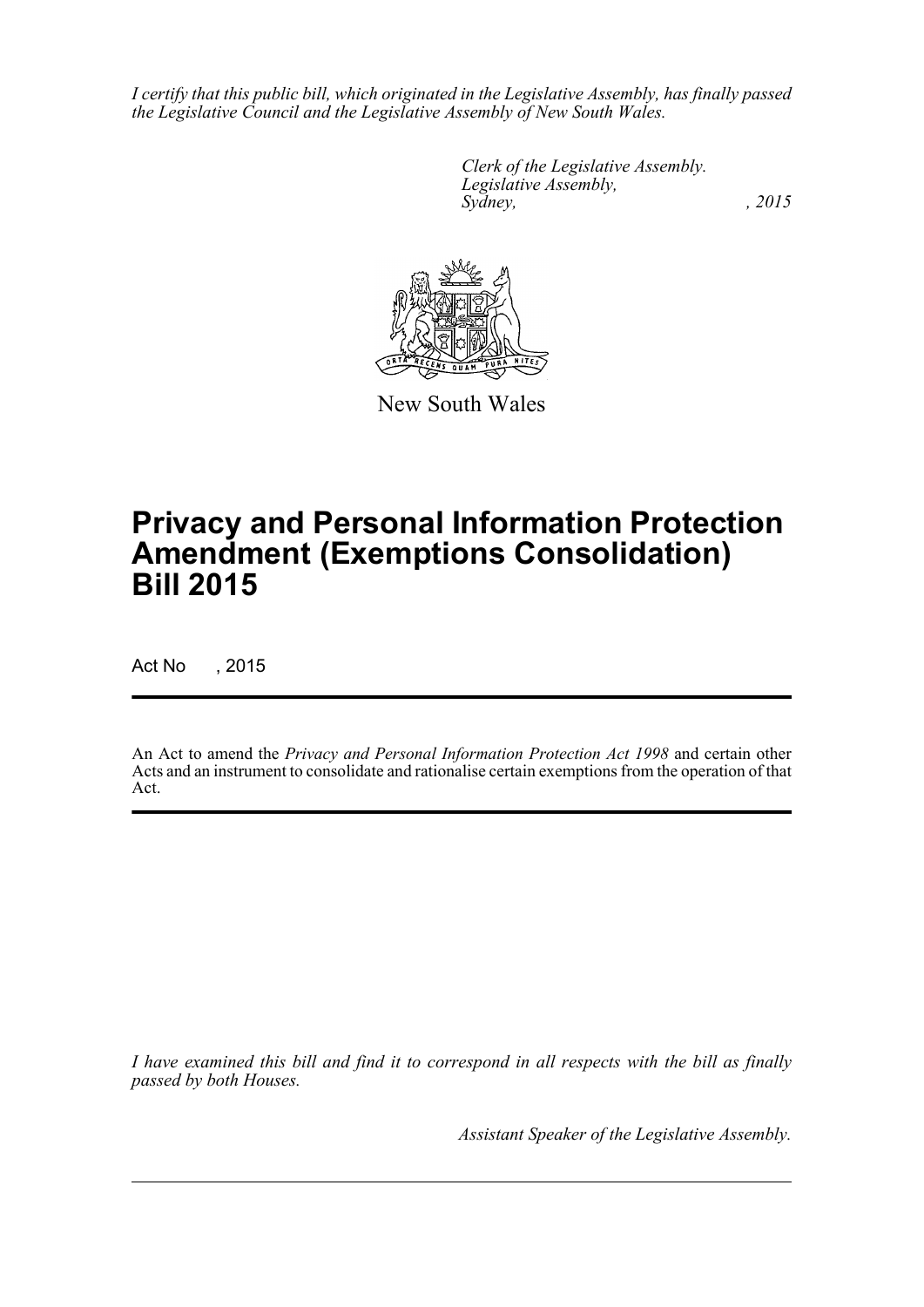*I certify that this public bill, which originated in the Legislative Assembly, has finally passed the Legislative Council and the Legislative Assembly of New South Wales.*

*Clerk of the Legislative Assembly.*
*Legislative Assembly,*
*Sydney, , 2015*

New South Wales

# Privacy and Personal Information Protection Amendment (Exemptions Consolidation) Bill 2015

Act No , 2015

An Act to amend the *Privacy and Personal Information Protection Act 1998* and certain other Acts and an instrument to consolidate and rationalise certain exemptions from the operation of that Act.

*I have examined this bill and find it to correspond in all respects with the bill as finally passed by both Houses.*

*Assistant Speaker of the Legislative Assembly.*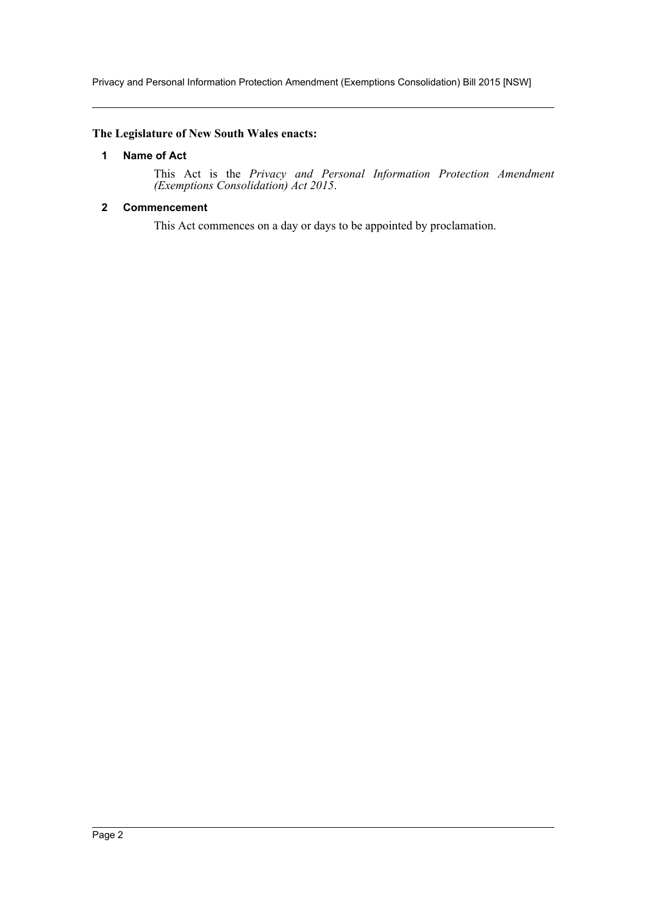**The Legislature of New South Wales enacts:**

### 1 Name of Act

This Act is the *Privacy and Personal Information Protection Amendment (Exemptions Consolidation) Act 2015*.

### 2 Commencement

This Act commences on a day or days to be appointed by proclamation.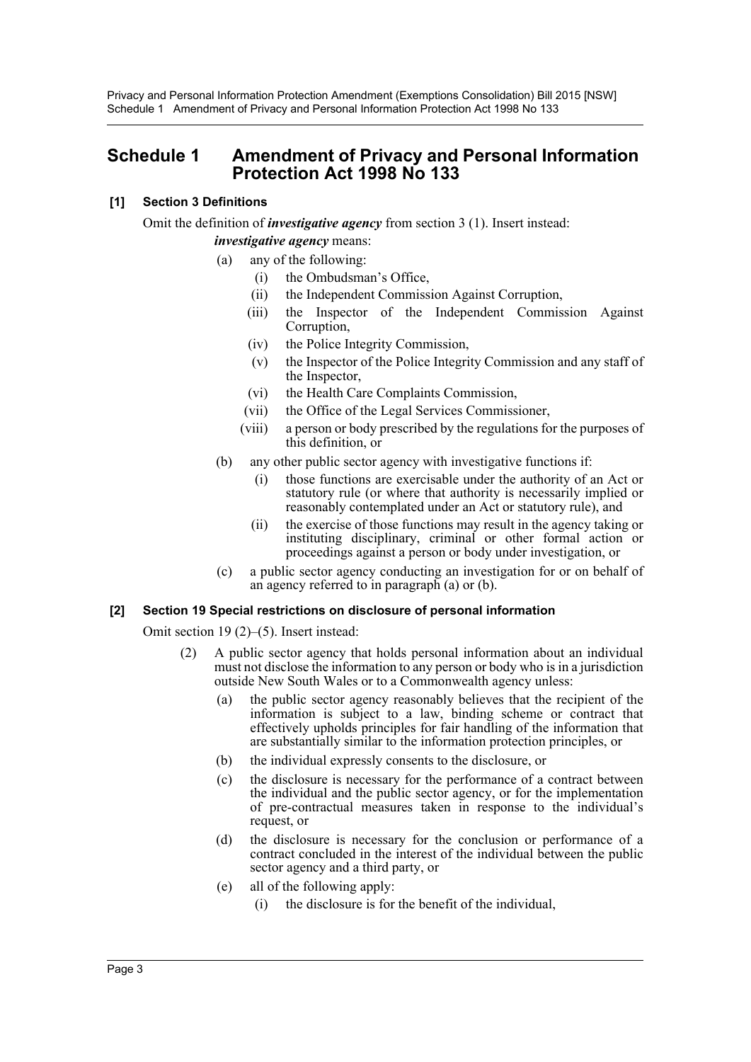# Schedule 1 Amendment of Privacy and Personal Information Protection Act 1998 No 133

**[1] Section 3 Definitions**

Omit the definition of ***investigative agency*** from section 3 (1). Insert instead:

***investigative agency*** means:

(a) any of the following:

(i) the Ombudsman's Office,

(ii) the Independent Commission Against Corruption,

(iii) the Inspector of the Independent Commission Against Corruption,

(iv) the Police Integrity Commission,

(v) the Inspector of the Police Integrity Commission and any staff of the Inspector,

(vi) the Health Care Complaints Commission,

(vii) the Office of the Legal Services Commissioner,

(viii) a person or body prescribed by the regulations for the purposes of this definition, or

(b) any other public sector agency with investigative functions if:

(i) those functions are exercisable under the authority of an Act or statutory rule (or where that authority is necessarily implied or reasonably contemplated under an Act or statutory rule), and

(ii) the exercise of those functions may result in the agency taking or instituting disciplinary, criminal or other formal action or proceedings against a person or body under investigation, or

(c) a public sector agency conducting an investigation for or on behalf of an agency referred to in paragraph (a) or (b).

**[2] Section 19 Special restrictions on disclosure of personal information**

Omit section 19 (2)–(5). Insert instead:

(2) A public sector agency that holds personal information about an individual must not disclose the information to any person or body who is in a jurisdiction outside New South Wales or to a Commonwealth agency unless:

(a) the public sector agency reasonably believes that the recipient of the information is subject to a law, binding scheme or contract that effectively upholds principles for fair handling of the information that are substantially similar to the information protection principles, or

(b) the individual expressly consents to the disclosure, or

(c) the disclosure is necessary for the performance of a contract between the individual and the public sector agency, or for the implementation of pre-contractual measures taken in response to the individual's request, or

(d) the disclosure is necessary for the conclusion or performance of a contract concluded in the interest of the individual between the public sector agency and a third party, or

(e) all of the following apply:

(i) the disclosure is for the benefit of the individual,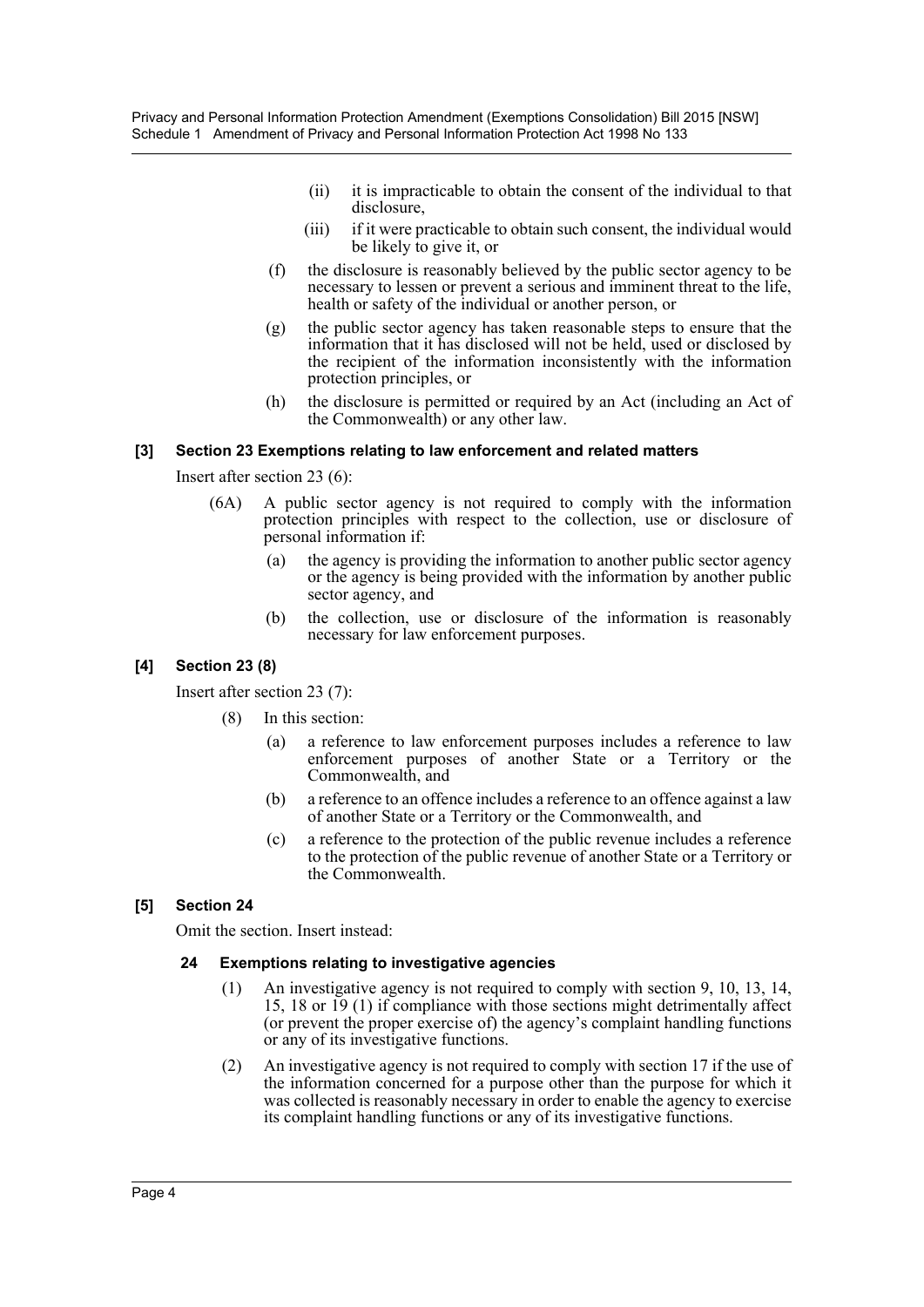(ii) it is impracticable to obtain the consent of the individual to that disclosure,

(iii) if it were practicable to obtain such consent, the individual would be likely to give it, or

(f) the disclosure is reasonably believed by the public sector agency to be necessary to lessen or prevent a serious and imminent threat to the life, health or safety of the individual or another person, or

(g) the public sector agency has taken reasonable steps to ensure that the information that it has disclosed will not be held, used or disclosed by the recipient of the information inconsistently with the information protection principles, or

(h) the disclosure is permitted or required by an Act (including an Act of the Commonwealth) or any other law.

#### [3] Section 23 Exemptions relating to law enforcement and related matters

Insert after section 23 (6):

(6A) A public sector agency is not required to comply with the information protection principles with respect to the collection, use or disclosure of personal information if:

(a) the agency is providing the information to another public sector agency or the agency is being provided with the information by another public sector agency, and

(b) the collection, use or disclosure of the information is reasonably necessary for law enforcement purposes.

#### [4] Section 23 (8)

Insert after section 23 (7):

(8) In this section:

(a) a reference to law enforcement purposes includes a reference to law enforcement purposes of another State or a Territory or the Commonwealth, and

(b) a reference to an offence includes a reference to an offence against a law of another State or a Territory or the Commonwealth, and

(c) a reference to the protection of the public revenue includes a reference to the protection of the public revenue of another State or a Territory or the Commonwealth.

#### [5] Section 24

Omit the section. Insert instead:

**24 Exemptions relating to investigative agencies**

(1) An investigative agency is not required to comply with section 9, 10, 13, 14, 15, 18 or 19 (1) if compliance with those sections might detrimentally affect (or prevent the proper exercise of) the agency's complaint handling functions or any of its investigative functions.

(2) An investigative agency is not required to comply with section 17 if the use of the information concerned for a purpose other than the purpose for which it was collected is reasonably necessary in order to enable the agency to exercise its complaint handling functions or any of its investigative functions.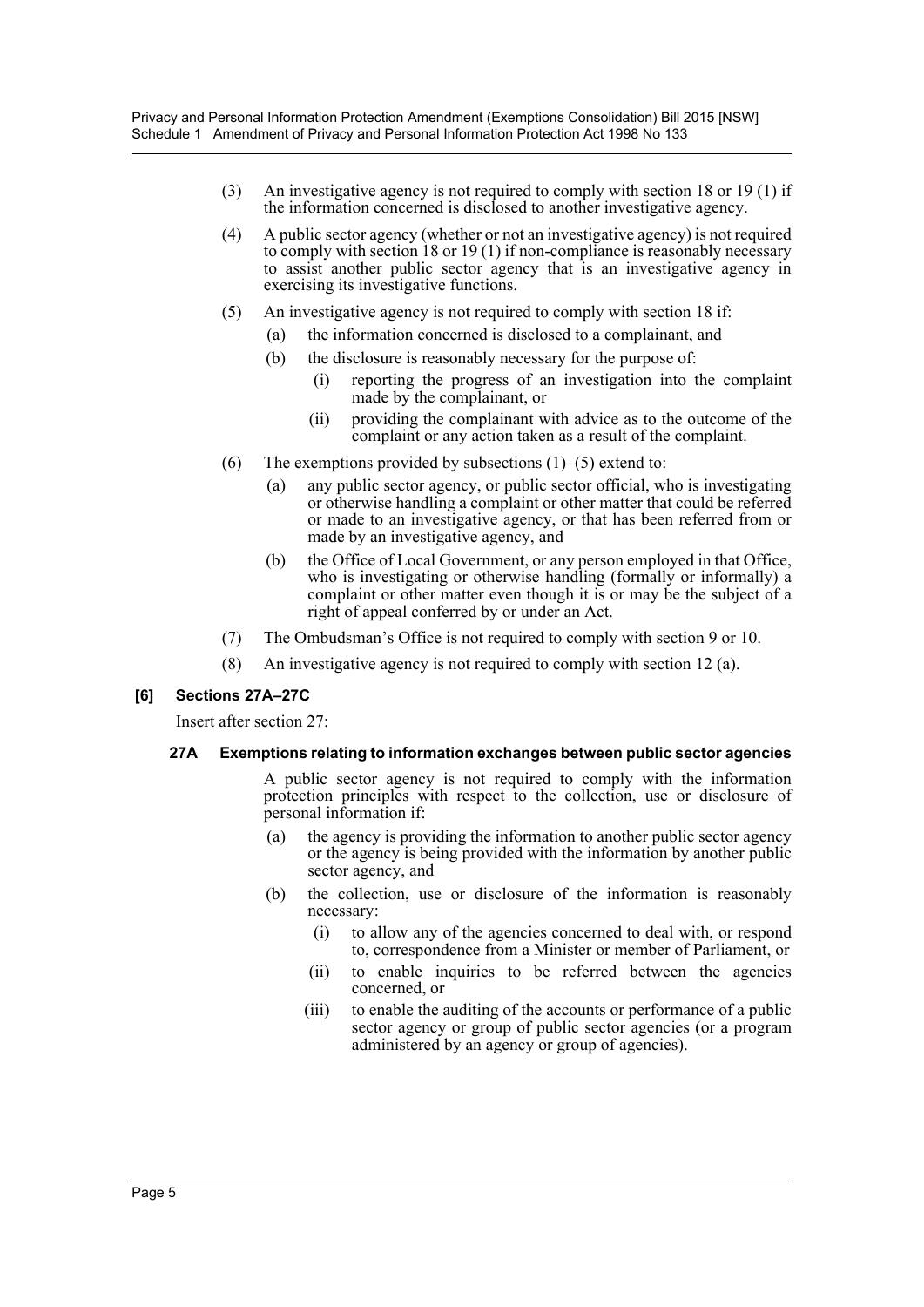(3) An investigative agency is not required to comply with section 18 or 19 (1) if the information concerned is disclosed to another investigative agency.

(4) A public sector agency (whether or not an investigative agency) is not required to comply with section 18 or 19 (1) if non-compliance is reasonably necessary to assist another public sector agency that is an investigative agency in exercising its investigative functions.

(5) An investigative agency is not required to comply with section 18 if:

- (a) the information concerned is disclosed to a complainant, and
- (b) the disclosure is reasonably necessary for the purpose of:
  - (i) reporting the progress of an investigation into the complaint made by the complainant, or
  - (ii) providing the complainant with advice as to the outcome of the complaint or any action taken as a result of the complaint.

(6) The exemptions provided by subsections (1)–(5) extend to:

- (a) any public sector agency, or public sector official, who is investigating or otherwise handling a complaint or other matter that could be referred or made to an investigative agency, or that has been referred from or made by an investigative agency, and
- (b) the Office of Local Government, or any person employed in that Office, who is investigating or otherwise handling (formally or informally) a complaint or other matter even though it is or may be the subject of a right of appeal conferred by or under an Act.

(7) The Ombudsman's Office is not required to comply with section 9 or 10.

(8) An investigative agency is not required to comply with section 12 (a).

### [6] Sections 27A–27C

Insert after section 27:

#### 27A Exemptions relating to information exchanges between public sector agencies

A public sector agency is not required to comply with the information protection principles with respect to the collection, use or disclosure of personal information if:

- (a) the agency is providing the information to another public sector agency or the agency is being provided with the information by another public sector agency, and
- (b) the collection, use or disclosure of the information is reasonably necessary:
  - (i) to allow any of the agencies concerned to deal with, or respond to, correspondence from a Minister or member of Parliament, or
  - (ii) to enable inquiries to be referred between the agencies concerned, or
  - (iii) to enable the auditing of the accounts or performance of a public sector agency or group of public sector agencies (or a program administered by an agency or group of agencies).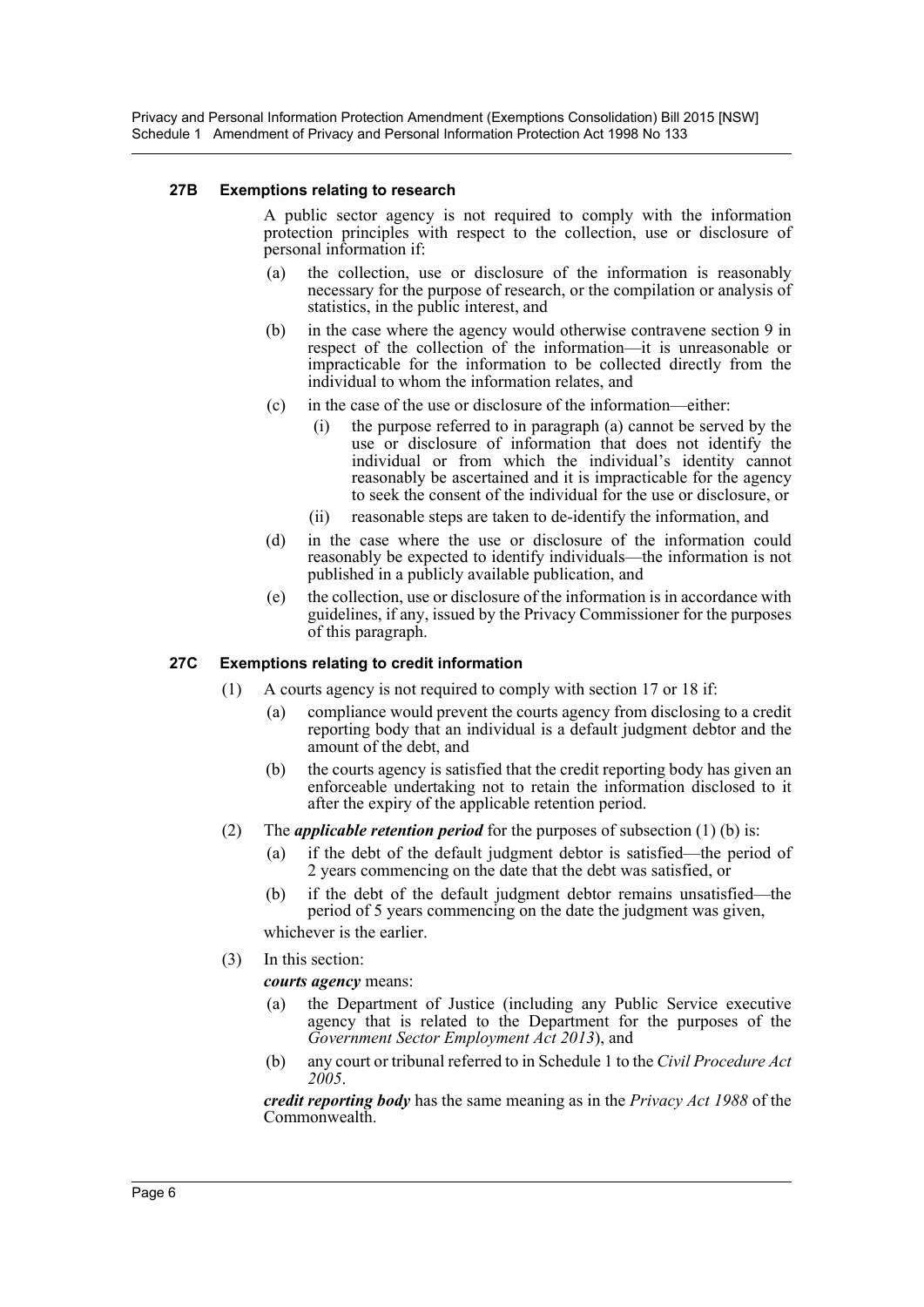#### 27B Exemptions relating to research

A public sector agency is not required to comply with the information protection principles with respect to the collection, use or disclosure of personal information if:

(a) the collection, use or disclosure of the information is reasonably necessary for the purpose of research, or the compilation or analysis of statistics, in the public interest, and

(b) in the case where the agency would otherwise contravene section 9 in respect of the collection of the information—it is unreasonable or impracticable for the information to be collected directly from the individual to whom the information relates, and

(c) in the case of the use or disclosure of the information—either:

(i) the purpose referred to in paragraph (a) cannot be served by the use or disclosure of information that does not identify the individual or from which the individual's identity cannot reasonably be ascertained and it is impracticable for the agency to seek the consent of the individual for the use or disclosure, or

(ii) reasonable steps are taken to de-identify the information, and

(d) in the case where the use or disclosure of the information could reasonably be expected to identify individuals—the information is not published in a publicly available publication, and

(e) the collection, use or disclosure of the information is in accordance with guidelines, if any, issued by the Privacy Commissioner for the purposes of this paragraph.

#### 27C Exemptions relating to credit information

(1) A courts agency is not required to comply with section 17 or 18 if:

(a) compliance would prevent the courts agency from disclosing to a credit reporting body that an individual is a default judgment debtor and the amount of the debt, and

(b) the courts agency is satisfied that the credit reporting body has given an enforceable undertaking not to retain the information disclosed to it after the expiry of the applicable retention period.

(2) The ***applicable retention period*** for the purposes of subsection (1) (b) is:

(a) if the debt of the default judgment debtor is satisfied—the period of 2 years commencing on the date that the debt was satisfied, or

(b) if the debt of the default judgment debtor remains unsatisfied—the period of 5 years commencing on the date the judgment was given,

whichever is the earlier.

(3) In this section:

***courts agency*** means:

(a) the Department of Justice (including any Public Service executive agency that is related to the Department for the purposes of the *Government Sector Employment Act 2013*), and

(b) any court or tribunal referred to in Schedule 1 to the *Civil Procedure Act 2005*.

***credit reporting body*** has the same meaning as in the *Privacy Act 1988* of the Commonwealth.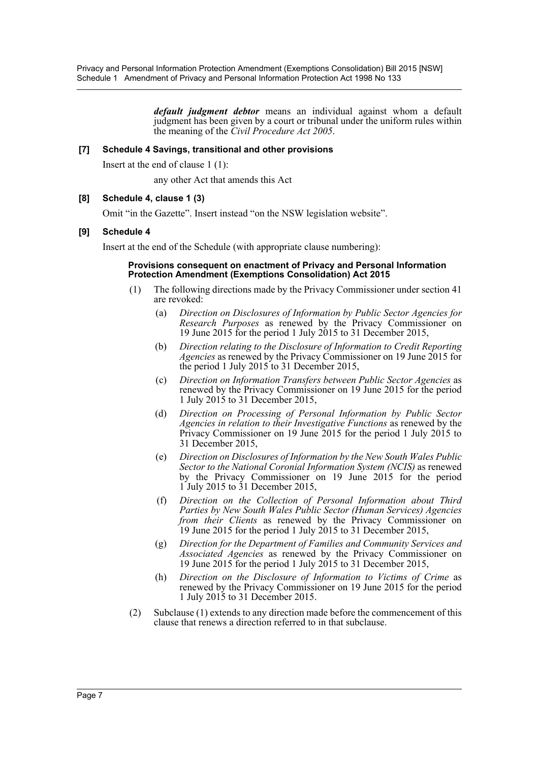***default judgment debtor*** means an individual against whom a default judgment has been given by a court or tribunal under the uniform rules within the meaning of the *Civil Procedure Act 2005*.

**[7] Schedule 4 Savings, transitional and other provisions**

Insert at the end of clause 1 (1):

any other Act that amends this Act

**[8] Schedule 4, clause 1 (3)**

Omit "in the Gazette". Insert instead "on the NSW legislation website".

**[9] Schedule 4**

Insert at the end of the Schedule (with appropriate clause numbering):

**Provisions consequent on enactment of Privacy and Personal Information Protection Amendment (Exemptions Consolidation) Act 2015**

(1) The following directions made by the Privacy Commissioner under section 41 are revoked:

(a) *Direction on Disclosures of Information by Public Sector Agencies for Research Purposes* as renewed by the Privacy Commissioner on 19 June 2015 for the period 1 July 2015 to 31 December 2015,

(b) *Direction relating to the Disclosure of Information to Credit Reporting Agencies* as renewed by the Privacy Commissioner on 19 June 2015 for the period 1 July 2015 to 31 December 2015,

(c) *Direction on Information Transfers between Public Sector Agencies* as renewed by the Privacy Commissioner on 19 June 2015 for the period 1 July 2015 to 31 December 2015,

(d) *Direction on Processing of Personal Information by Public Sector Agencies in relation to their Investigative Functions* as renewed by the Privacy Commissioner on 19 June 2015 for the period 1 July 2015 to 31 December 2015,

(e) *Direction on Disclosures of Information by the New South Wales Public Sector to the National Coronial Information System (NCIS)* as renewed by the Privacy Commissioner on 19 June 2015 for the period 1 July 2015 to 31 December 2015,

(f) *Direction on the Collection of Personal Information about Third Parties by New South Wales Public Sector (Human Services) Agencies from their Clients* as renewed by the Privacy Commissioner on 19 June 2015 for the period 1 July 2015 to 31 December 2015,

(g) *Direction for the Department of Families and Community Services and Associated Agencies* as renewed by the Privacy Commissioner on 19 June 2015 for the period 1 July 2015 to 31 December 2015,

(h) *Direction on the Disclosure of Information to Victims of Crime* as renewed by the Privacy Commissioner on 19 June 2015 for the period 1 July 2015 to 31 December 2015.

(2) Subclause (1) extends to any direction made before the commencement of this clause that renews a direction referred to in that subclause.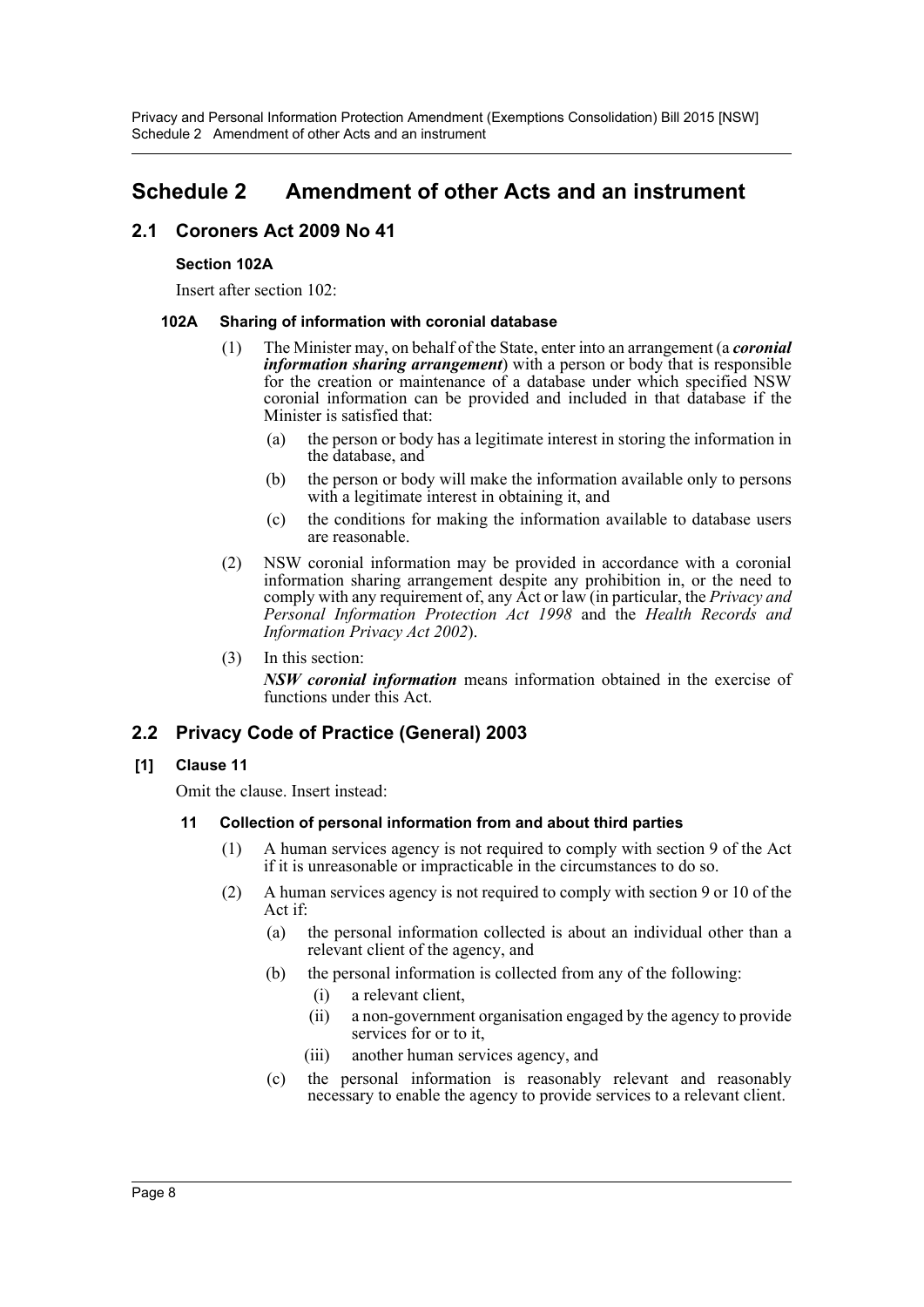# Schedule 2 Amendment of other Acts and an instrument

## 2.1 Coroners Act 2009 No 41

### Section 102A

Insert after section 102:

#### 102A Sharing of information with coronial database

(1) The Minister may, on behalf of the State, enter into an arrangement (a ***coronial information sharing arrangement***) with a person or body that is responsible for the creation or maintenance of a database under which specified NSW coronial information can be provided and included in that database if the Minister is satisfied that:

(a) the person or body has a legitimate interest in storing the information in the database, and

(b) the person or body will make the information available only to persons with a legitimate interest in obtaining it, and

(c) the conditions for making the information available to database users are reasonable.

(2) NSW coronial information may be provided in accordance with a coronial information sharing arrangement despite any prohibition in, or the need to comply with any requirement of, any Act or law (in particular, the *Privacy and Personal Information Protection Act 1998* and the *Health Records and Information Privacy Act 2002*).

(3) In this section:

***NSW coronial information*** means information obtained in the exercise of functions under this Act.

## 2.2 Privacy Code of Practice (General) 2003

### [1] Clause 11

Omit the clause. Insert instead:

#### 11 Collection of personal information from and about third parties

(1) A human services agency is not required to comply with section 9 of the Act if it is unreasonable or impracticable in the circumstances to do so.

(2) A human services agency is not required to comply with section 9 or 10 of the Act if:

(a) the personal information collected is about an individual other than a relevant client of the agency, and

(b) the personal information is collected from any of the following:

(i) a relevant client,

(ii) a non-government organisation engaged by the agency to provide services for or to it,

(iii) another human services agency, and

(c) the personal information is reasonably relevant and reasonably necessary to enable the agency to provide services to a relevant client.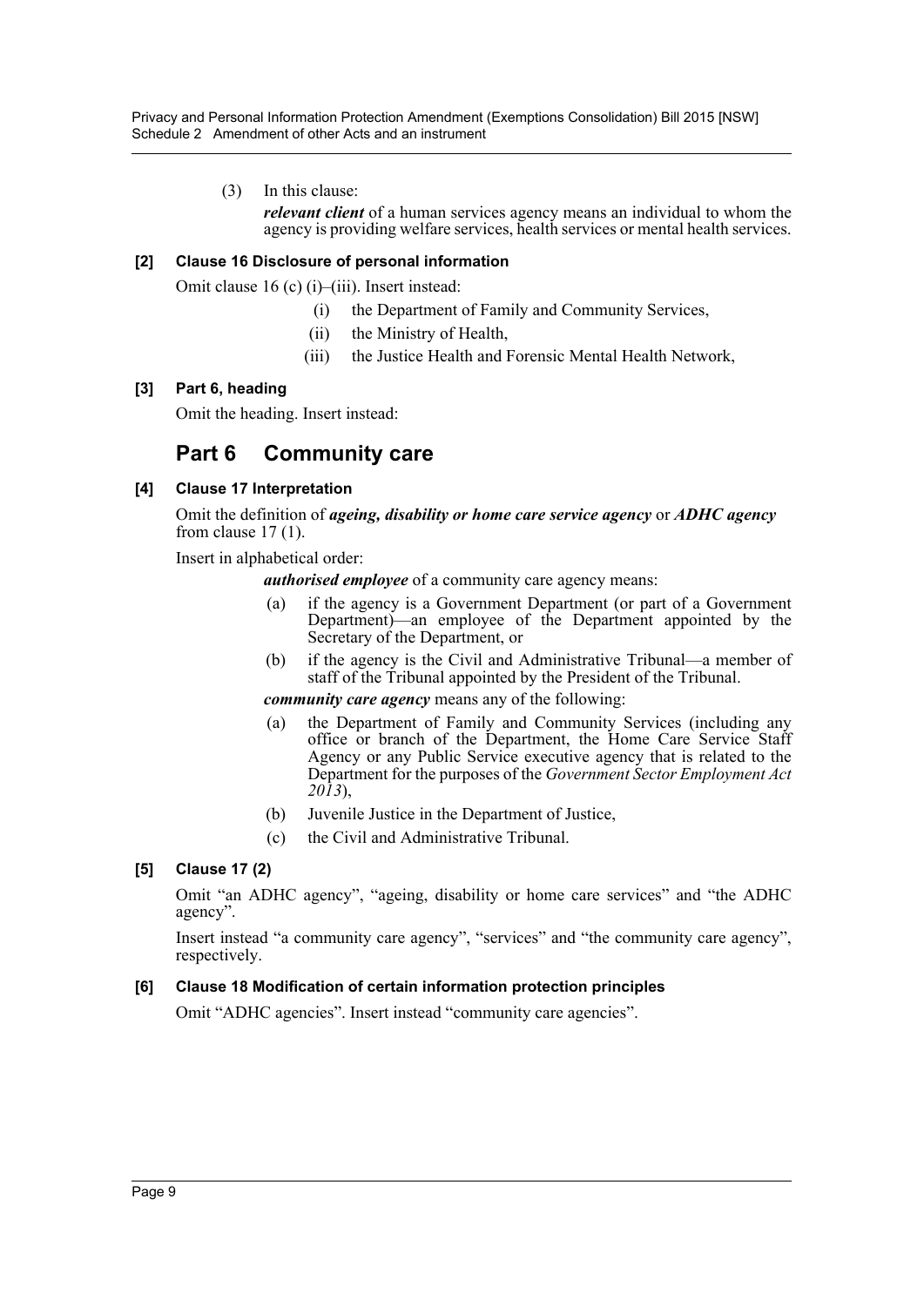(3) In this clause:

***relevant client*** of a human services agency means an individual to whom the agency is providing welfare services, health services or mental health services.

**[2] Clause 16 Disclosure of personal information**

Omit clause 16 (c) (i)–(iii). Insert instead:

(i) the Department of Family and Community Services,

(ii) the Ministry of Health,

(iii) the Justice Health and Forensic Mental Health Network,

**[3] Part 6, heading**

Omit the heading. Insert instead:

## Part 6 Community care

**[4] Clause 17 Interpretation**

Omit the definition of ***ageing, disability or home care service agency*** or ***ADHC agency*** from clause 17 (1).

Insert in alphabetical order:

***authorised employee*** of a community care agency means:

(a) if the agency is a Government Department (or part of a Government Department)—an employee of the Department appointed by the Secretary of the Department, or

(b) if the agency is the Civil and Administrative Tribunal—a member of staff of the Tribunal appointed by the President of the Tribunal.

***community care agency*** means any of the following:

(a) the Department of Family and Community Services (including any office or branch of the Department, the Home Care Service Staff Agency or any Public Service executive agency that is related to the Department for the purposes of the *Government Sector Employment Act 2013*),

(b) Juvenile Justice in the Department of Justice,

(c) the Civil and Administrative Tribunal.

**[5] Clause 17 (2)**

Omit "an ADHC agency", "ageing, disability or home care services" and "the ADHC agency".

Insert instead "a community care agency", "services" and "the community care agency", respectively.

**[6] Clause 18 Modification of certain information protection principles**

Omit "ADHC agencies". Insert instead "community care agencies".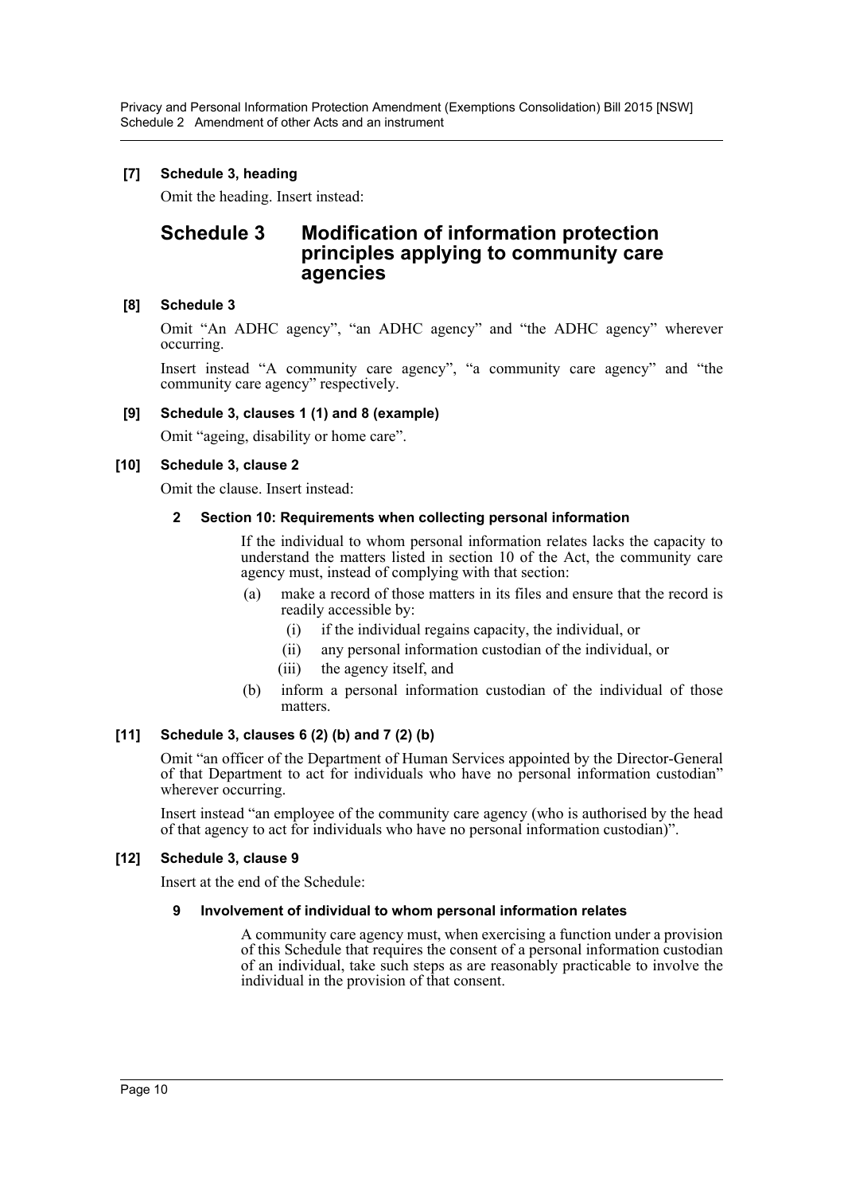**[7] Schedule 3, heading**

Omit the heading. Insert instead:

## Schedule 3 Modification of information protection principles applying to community care agencies

**[8] Schedule 3**

Omit "An ADHC agency", "an ADHC agency" and "the ADHC agency" wherever occurring.

Insert instead "A community care agency", "a community care agency" and "the community care agency" respectively.

**[9] Schedule 3, clauses 1 (1) and 8 (example)**

Omit "ageing, disability or home care".

**[10] Schedule 3, clause 2**

Omit the clause. Insert instead:

**2 Section 10: Requirements when collecting personal information**

If the individual to whom personal information relates lacks the capacity to understand the matters listed in section 10 of the Act, the community care agency must, instead of complying with that section:

(a) make a record of those matters in its files and ensure that the record is readily accessible by:

(i) if the individual regains capacity, the individual, or

(ii) any personal information custodian of the individual, or

(iii) the agency itself, and

(b) inform a personal information custodian of the individual of those matters.

**[11] Schedule 3, clauses 6 (2) (b) and 7 (2) (b)**

Omit "an officer of the Department of Human Services appointed by the Director-General of that Department to act for individuals who have no personal information custodian" wherever occurring.

Insert instead "an employee of the community care agency (who is authorised by the head of that agency to act for individuals who have no personal information custodian)".

**[12] Schedule 3, clause 9**

Insert at the end of the Schedule:

**9 Involvement of individual to whom personal information relates**

A community care agency must, when exercising a function under a provision of this Schedule that requires the consent of a personal information custodian of an individual, take such steps as are reasonably practicable to involve the individual in the provision of that consent.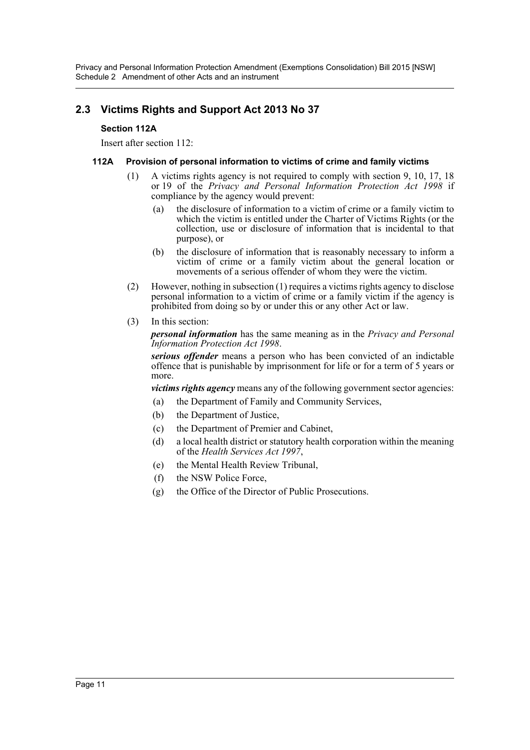## 2.3 Victims Rights and Support Act 2013 No 37

### Section 112A

Insert after section 112:

#### 112A Provision of personal information to victims of crime and family victims

(1) A victims rights agency is not required to comply with section 9, 10, 17, 18 or 19 of the *Privacy and Personal Information Protection Act 1998* if compliance by the agency would prevent:

- (a) the disclosure of information to a victim of crime or a family victim to which the victim is entitled under the Charter of Victims Rights (or the collection, use or disclosure of information that is incidental to that purpose), or
- (b) the disclosure of information that is reasonably necessary to inform a victim of crime or a family victim about the general location or movements of a serious offender of whom they were the victim.

(2) However, nothing in subsection (1) requires a victims rights agency to disclose personal information to a victim of crime or a family victim if the agency is prohibited from doing so by or under this or any other Act or law.

(3) In this section:

***personal information*** has the same meaning as in the *Privacy and Personal Information Protection Act 1998*.

***serious offender*** means a person who has been convicted of an indictable offence that is punishable by imprisonment for life or for a term of 5 years or more.

***victims rights agency*** means any of the following government sector agencies:

- (a) the Department of Family and Community Services,
- (b) the Department of Justice,
- (c) the Department of Premier and Cabinet,
- (d) a local health district or statutory health corporation within the meaning of the *Health Services Act 1997*,
- (e) the Mental Health Review Tribunal,
- (f) the NSW Police Force,
- (g) the Office of the Director of Public Prosecutions.